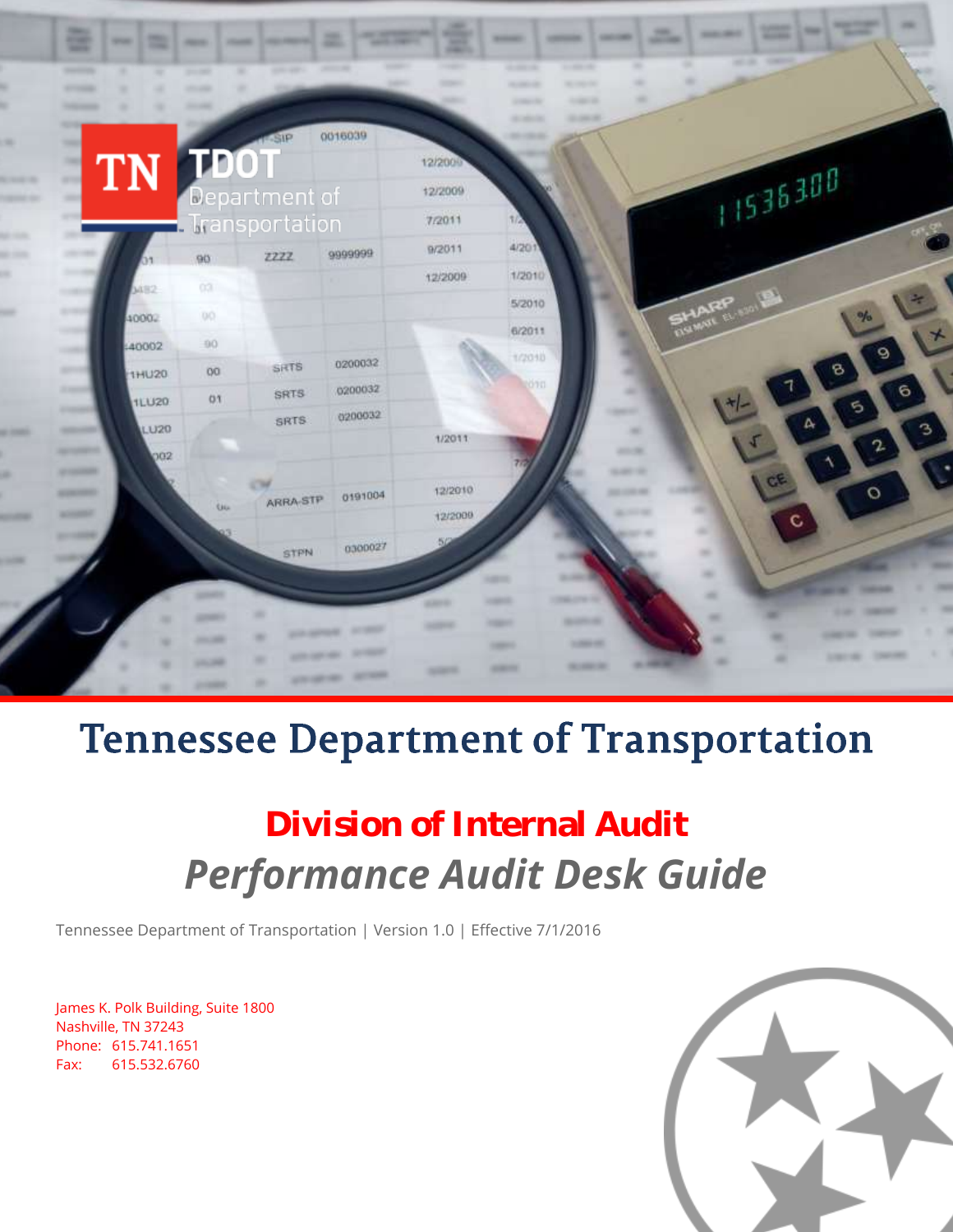# Tennessee Department of Transportation

## Division of Internal Audit

## *Performance Audit Desk Guide*

Tennessee Department of Transportation | Version 1.0 | Effective 7/1/2016

James K. Polk Building, Suite 1800
Nashville, TN 37243
Phone: 615.741.1651
Fax: 615.532.6760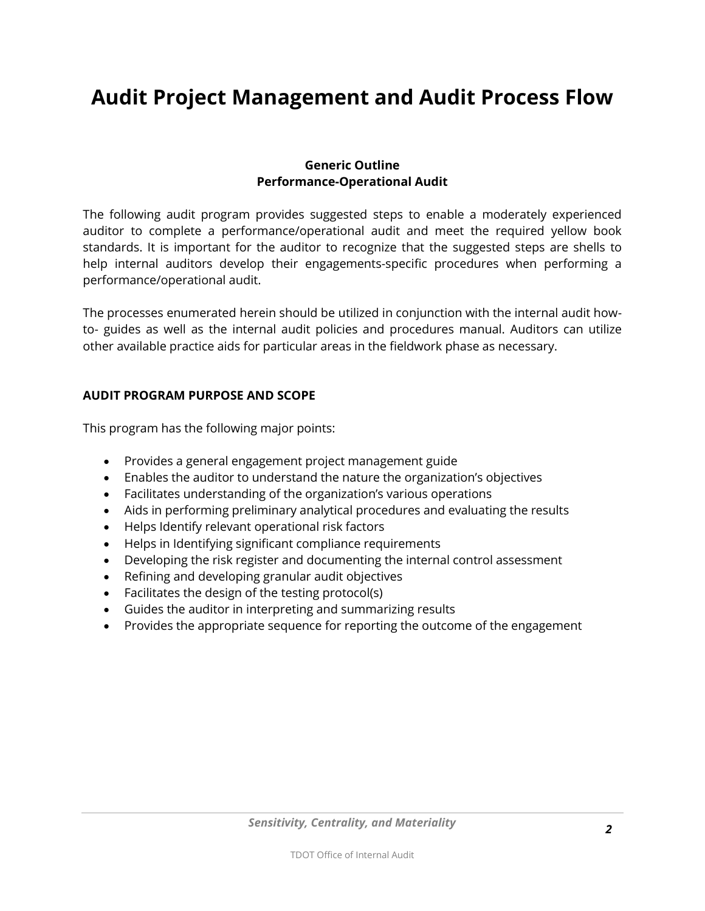# Audit Project Management and Audit Process Flow

**Generic Outline**
**Performance-Operational Audit**

The following audit program provides suggested steps to enable a moderately experienced auditor to complete a performance/operational audit and meet the required yellow book standards. It is important for the auditor to recognize that the suggested steps are shells to help internal auditors develop their engagements-specific procedures when performing a performance/operational audit.

The processes enumerated herein should be utilized in conjunction with the internal audit how-to- guides as well as the internal audit policies and procedures manual. Auditors can utilize other available practice aids for particular areas in the fieldwork phase as necessary.

## AUDIT PROGRAM PURPOSE AND SCOPE

This program has the following major points:

- Provides a general engagement project management guide
- Enables the auditor to understand the nature the organization's objectives
- Facilitates understanding of the organization's various operations
- Aids in performing preliminary analytical procedures and evaluating the results
- Helps Identify relevant operational risk factors
- Helps in Identifying significant compliance requirements
- Developing the risk register and documenting the internal control assessment
- Refining and developing granular audit objectives
- Facilitates the design of the testing protocol(s)
- Guides the auditor in interpreting and summarizing results
- Provides the appropriate sequence for reporting the outcome of the engagement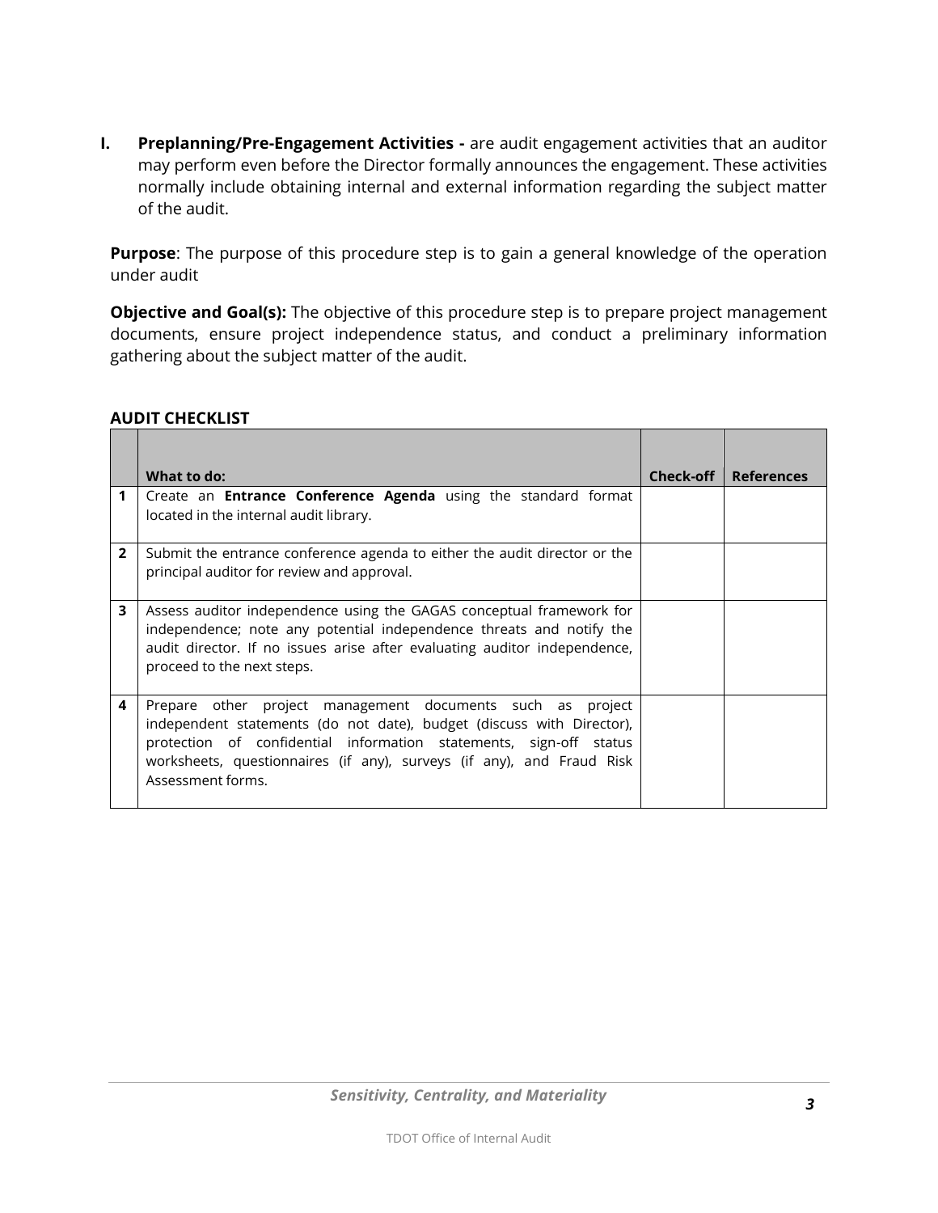**I. Preplanning/Pre-Engagement Activities -** are audit engagement activities that an auditor may perform even before the Director formally announces the engagement. These activities normally include obtaining internal and external information regarding the subject matter of the audit.

**Purpose**: The purpose of this procedure step is to gain a general knowledge of the operation under audit

**Objective and Goal(s):** The objective of this procedure step is to prepare project management documents, ensure project independence status, and conduct a preliminary information gathering about the subject matter of the audit.

**AUDIT CHECKLIST**

| | What to do: | Check-off | References |
|---|---|---|---|
| **1** | Create an **Entrance Conference Agenda** using the standard format located in the internal audit library. | | |
| **2** | Submit the entrance conference agenda to either the audit director or the principal auditor for review and approval. | | |
| **3** | Assess auditor independence using the GAGAS conceptual framework for independence; note any potential independence threats and notify the audit director. If no issues arise after evaluating auditor independence, proceed to the next steps. | | |
| **4** | Prepare other project management documents such as project independent statements (do not date), budget (discuss with Director), protection of confidential information statements, sign-off status worksheets, questionnaires (if any), surveys (if any), and Fraud Risk Assessment forms. | | |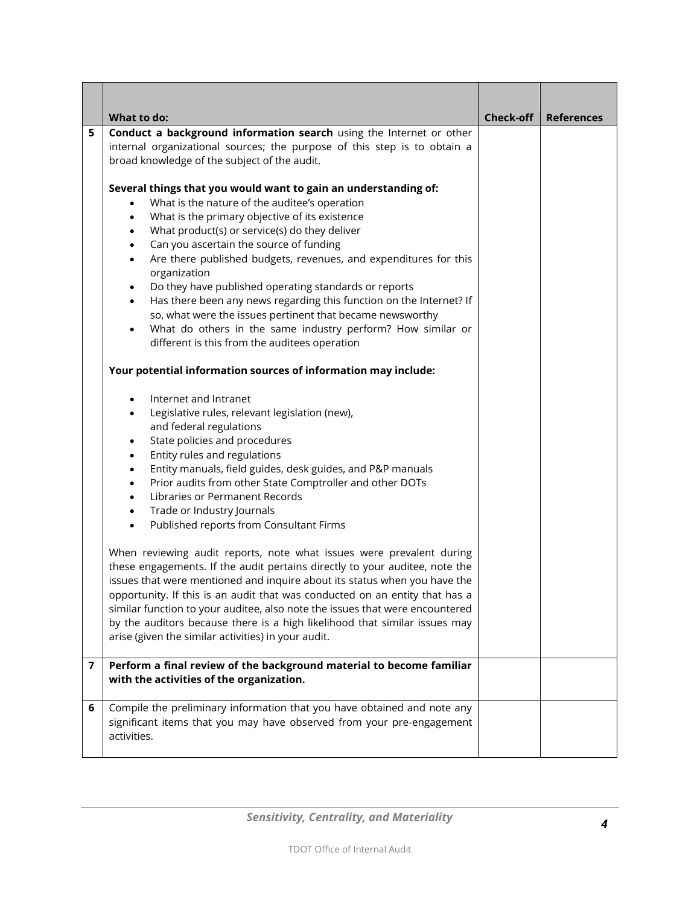| | What to do: | Check-off | References |
|---|---|---|---|
| 5 | **Conduct a background information search** using the Internet or other internal organizational sources; the purpose of this step is to obtain a broad knowledge of the subject of the audit.<br><br>**Several things that you would want to gain an understanding of:**<br>• What is the nature of the auditee's operation<br>• What is the primary objective of its existence<br>• What product(s) or service(s) do they deliver<br>• Can you ascertain the source of funding<br>• Are there published budgets, revenues, and expenditures for this organization<br>• Do they have published operating standards or reports<br>• Has there been any news regarding this function on the Internet? If so, what were the issues pertinent that became newsworthy<br>• What do others in the same industry perform? How similar or different is this from the auditees operation<br><br>**Your potential information sources of information may include:**<br><br>• Internet and Intranet<br>• Legislative rules, relevant legislation (new), and federal regulations<br>• State policies and procedures<br>• Entity rules and regulations<br>• Entity manuals, field guides, desk guides, and P&P manuals<br>• Prior audits from other State Comptroller and other DOTs<br>• Libraries or Permanent Records<br>• Trade or Industry Journals<br>• Published reports from Consultant Firms<br><br>When reviewing audit reports, note what issues were prevalent during these engagements. If the audit pertains directly to your auditee, note the issues that were mentioned and inquire about its status when you have the opportunity. If this is an audit that was conducted on an entity that has a similar function to your auditee, also note the issues that were encountered by the auditors because there is a high likelihood that similar issues may arise (given the similar activities) in your audit. | | |
| 7 | **Perform a final review of the background material to become familiar with the activities of the organization.** | | |
| 6 | Compile the preliminary information that you have obtained and note any significant items that you may have observed from your pre-engagement activities. | | |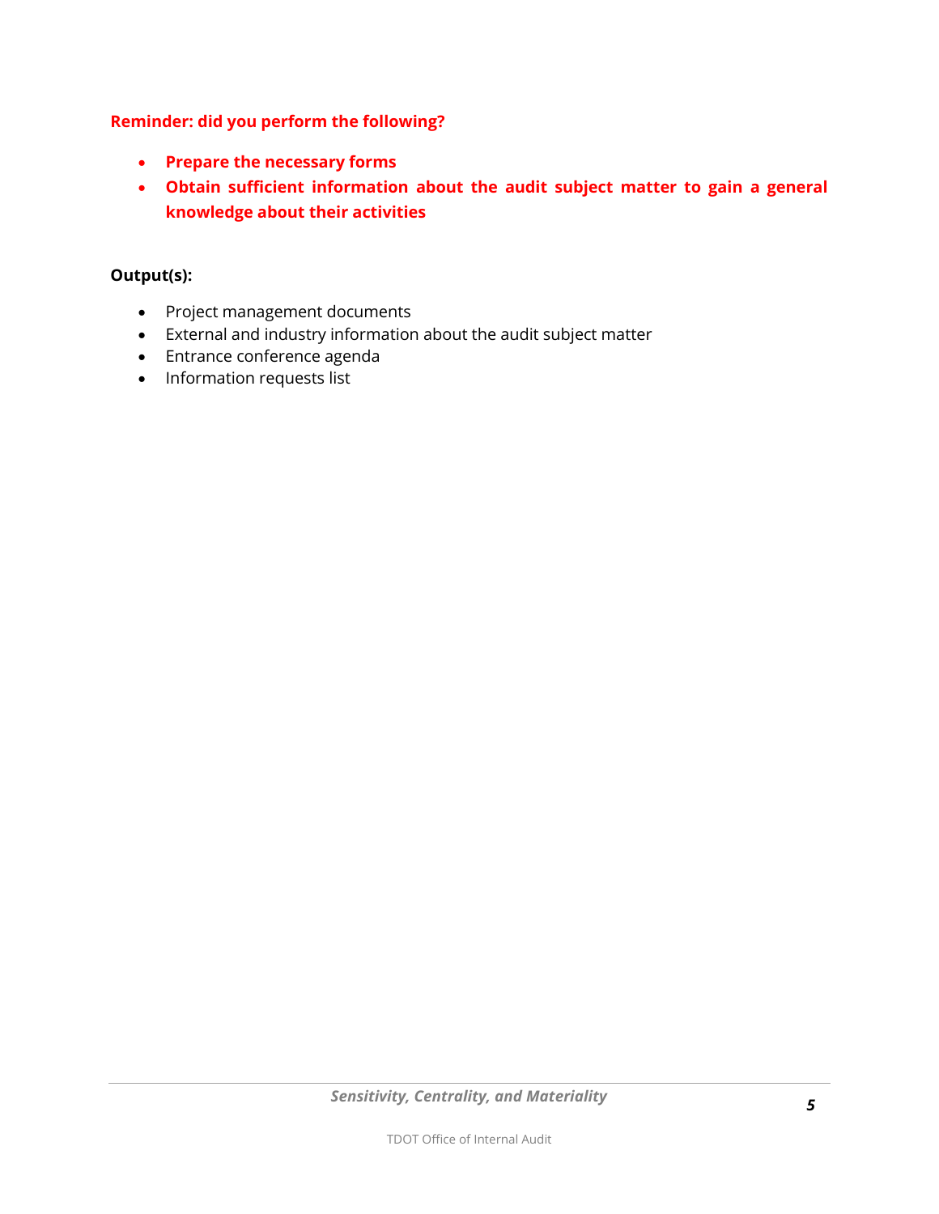**Reminder: did you perform the following?**

- **Prepare the necessary forms**
- **Obtain sufficient information about the audit subject matter to gain a general knowledge about their activities**

**Output(s):**

- Project management documents
- External and industry information about the audit subject matter
- Entrance conference agenda
- Information requests list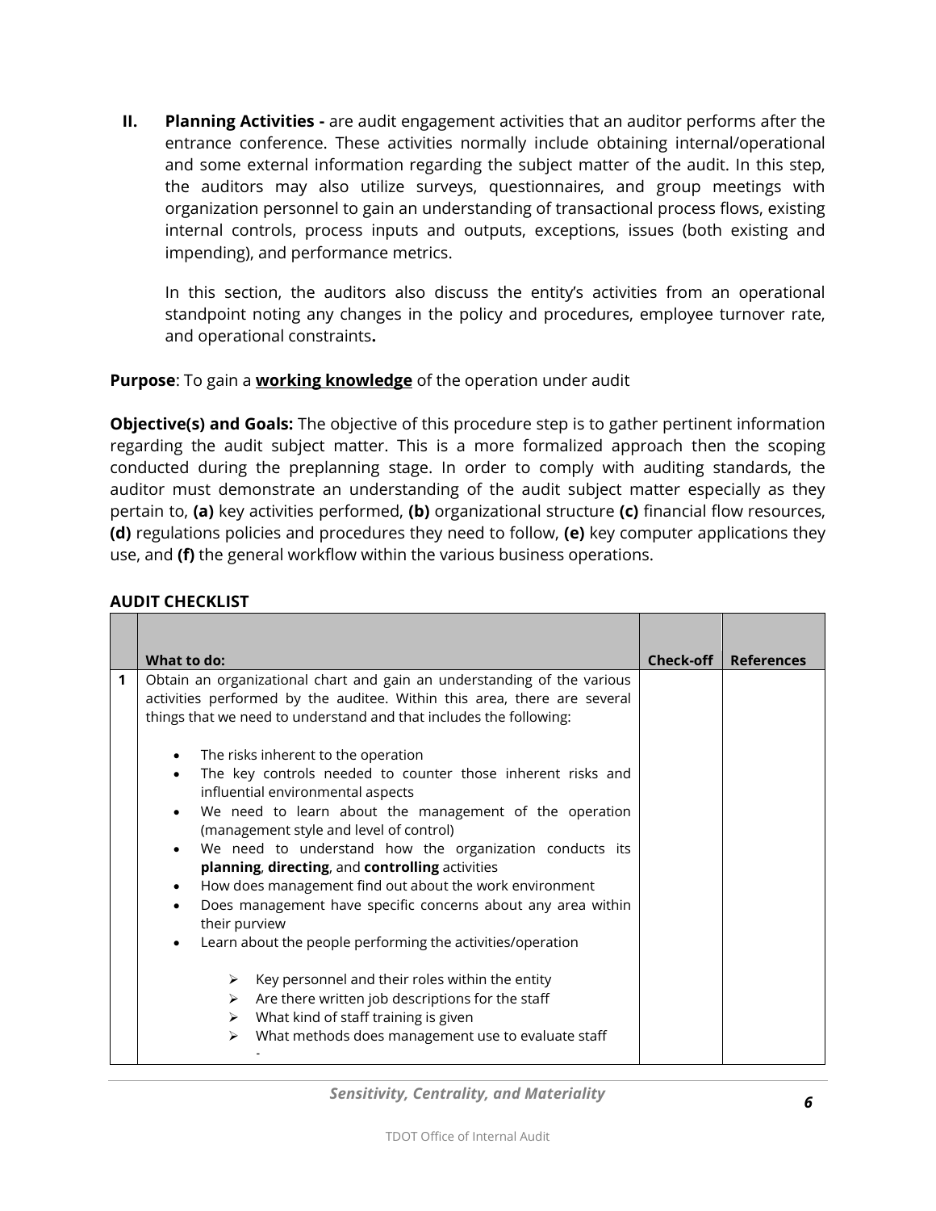**II. Planning Activities -** are audit engagement activities that an auditor performs after the entrance conference. These activities normally include obtaining internal/operational and some external information regarding the subject matter of the audit. In this step, the auditors may also utilize surveys, questionnaires, and group meetings with organization personnel to gain an understanding of transactional process flows, existing internal controls, process inputs and outputs, exceptions, issues (both existing and impending), and performance metrics.

In this section, the auditors also discuss the entity's activities from an operational standpoint noting any changes in the policy and procedures, employee turnover rate, and operational constraints**.**

**Purpose**: To gain a **working knowledge** of the operation under audit

**Objective(s) and Goals:** The objective of this procedure step is to gather pertinent information regarding the audit subject matter. This is a more formalized approach then the scoping conducted during the preplanning stage. In order to comply with auditing standards, the auditor must demonstrate an understanding of the audit subject matter especially as they pertain to, **(a)** key activities performed, **(b)** organizational structure **(c)** financial flow resources, **(d)** regulations policies and procedures they need to follow, **(e)** key computer applications they use, and **(f)** the general workflow within the various business operations.

**AUDIT CHECKLIST**

| | **What to do:** | **Check-off** | **References** |
|---|---|---|---|
| **1** | Obtain an organizational chart and gain an understanding of the various activities performed by the auditee. Within this area, there are several things that we need to understand and that includes the following:<br><br>• The risks inherent to the operation<br>• The key controls needed to counter those inherent risks and influential environmental aspects<br>• We need to learn about the management of the operation (management style and level of control)<br>• We need to understand how the organization conducts its **planning**, **directing**, and **controlling** activities<br>• How does management find out about the work environment<br>• Does management have specific concerns about any area within their purview<br>• Learn about the people performing the activities/operation<br><br>➢ Key personnel and their roles within the entity<br>➢ Are there written job descriptions for the staff<br>➢ What kind of staff training is given<br>➢ What methods does management use to evaluate staff<br>- | | |

*Sensitivity, Centrality, and Materiality*

TDOT Office of Internal Audit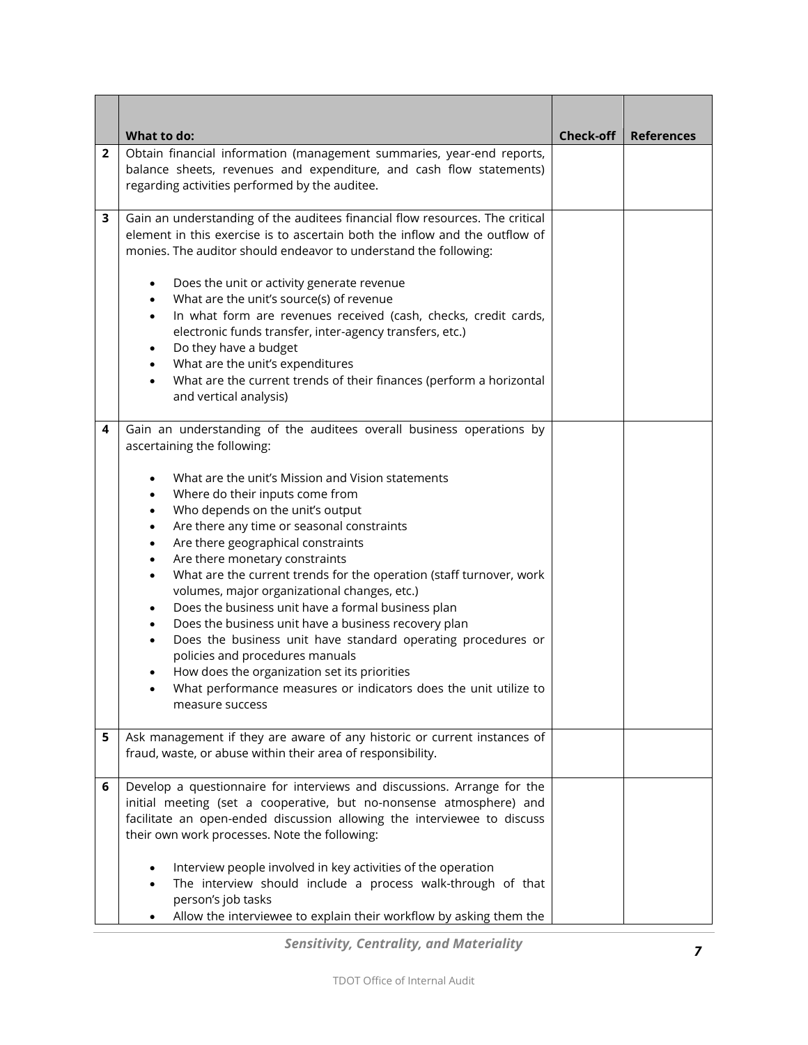| | What to do: | Check-off | References |
|---|---|---|---|
| 2 | Obtain financial information (management summaries, year-end reports, balance sheets, revenues and expenditure, and cash flow statements) regarding activities performed by the auditee. | | |
| 3 | Gain an understanding of the auditees financial flow resources. The critical element in this exercise is to ascertain both the inflow and the outflow of monies. The auditor should endeavor to understand the following:<br><br>• Does the unit or activity generate revenue<br>• What are the unit's source(s) of revenue<br>• In what form are revenues received (cash, checks, credit cards, electronic funds transfer, inter-agency transfers, etc.)<br>• Do they have a budget<br>• What are the unit's expenditures<br>• What are the current trends of their finances (perform a horizontal and vertical analysis) | | |
| 4 | Gain an understanding of the auditees overall business operations by ascertaining the following:<br><br>• What are the unit's Mission and Vision statements<br>• Where do their inputs come from<br>• Who depends on the unit's output<br>• Are there any time or seasonal constraints<br>• Are there geographical constraints<br>• Are there monetary constraints<br>• What are the current trends for the operation (staff turnover, work volumes, major organizational changes, etc.)<br>• Does the business unit have a formal business plan<br>• Does the business unit have a business recovery plan<br>• Does the business unit have standard operating procedures or policies and procedures manuals<br>• How does the organization set its priorities<br>• What performance measures or indicators does the unit utilize to measure success | | |
| 5 | Ask management if they are aware of any historic or current instances of fraud, waste, or abuse within their area of responsibility. | | |
| 6 | Develop a questionnaire for interviews and discussions. Arrange for the initial meeting (set a cooperative, but no-nonsense atmosphere) and facilitate an open-ended discussion allowing the interviewee to discuss their own work processes. Note the following:<br><br>• Interview people involved in key activities of the operation<br>• The interview should include a process walk-through of that person's job tasks<br>• Allow the interviewee to explain their workflow by asking them the | | |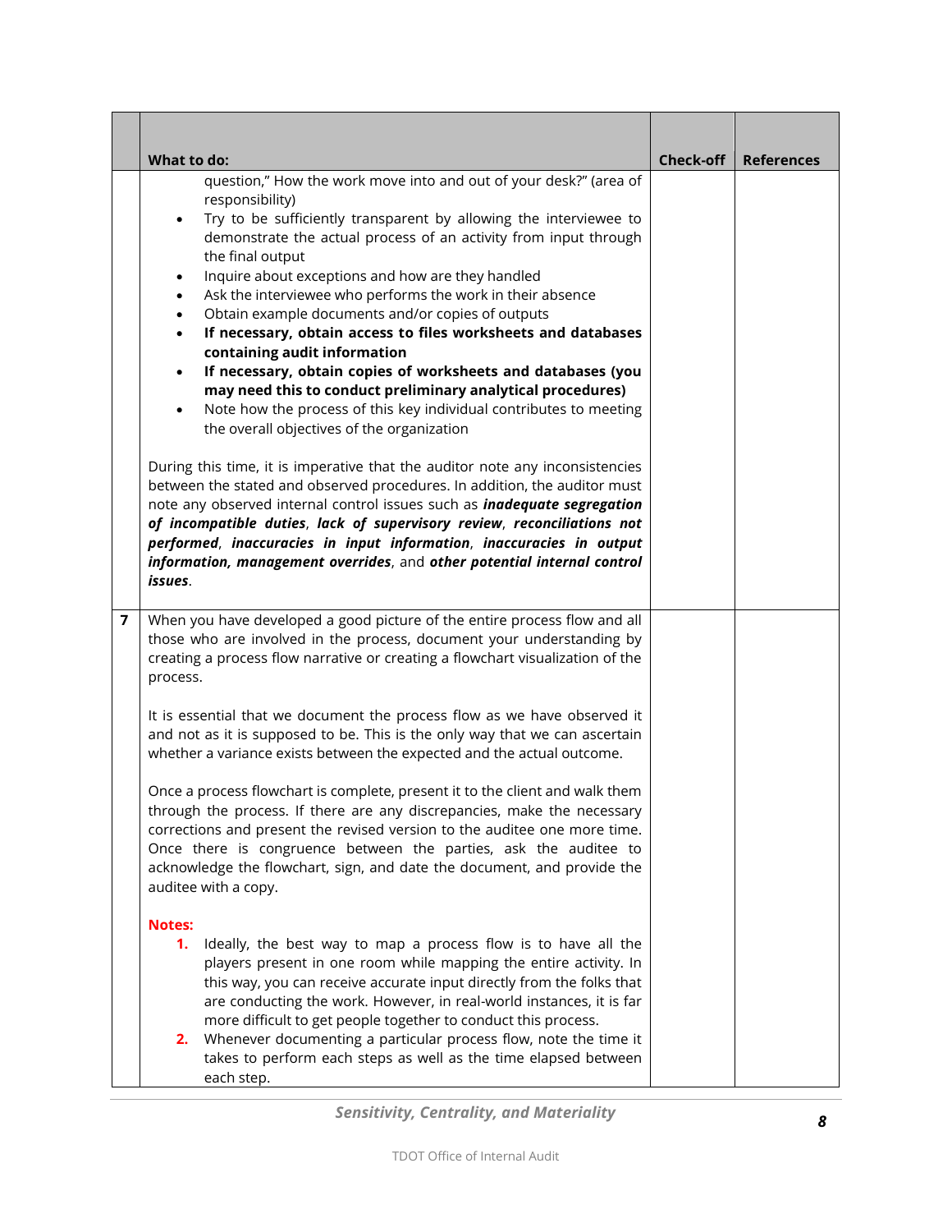| | What to do: | Check-off | References |
|---|---|---|---|
| | question," How the work move into and out of your desk?" (area of responsibility)<br>• Try to be sufficiently transparent by allowing the interviewee to demonstrate the actual process of an activity from input through the final output<br>• Inquire about exceptions and how are they handled<br>• Ask the interviewee who performs the work in their absence<br>• Obtain example documents and/or copies of outputs<br>• **If necessary, obtain access to files worksheets and databases containing audit information**<br>• **If necessary, obtain copies of worksheets and databases (you may need this to conduct preliminary analytical procedures)**<br>• Note how the process of this key individual contributes to meeting the overall objectives of the organization<br><br>During this time, it is imperative that the auditor note any inconsistencies between the stated and observed procedures. In addition, the auditor must note any observed internal control issues such as ***inadequate segregation of incompatible duties***, ***lack of supervisory review***, ***reconciliations not performed***, ***inaccuracies in input information***, ***inaccuracies in output information, management overrides***, and ***other potential internal control issues***. | | |
| **7** | When you have developed a good picture of the entire process flow and all those who are involved in the process, document your understanding by creating a process flow narrative or creating a flowchart visualization of the process.<br><br>It is essential that we document the process flow as we have observed it and not as it is supposed to be. This is the only way that we can ascertain whether a variance exists between the expected and the actual outcome.<br><br>Once a process flowchart is complete, present it to the client and walk them through the process. If there are any discrepancies, make the necessary corrections and present the revised version to the auditee one more time. Once there is congruence between the parties, ask the auditee to acknowledge the flowchart, sign, and date the document, and provide the auditee with a copy.<br><br>**Notes:**<br>**1.** Ideally, the best way to map a process flow is to have all the players present in one room while mapping the entire activity. In this way, you can receive accurate input directly from the folks that are conducting the work. However, in real-world instances, it is far more difficult to get people together to conduct this process.<br>**2.** Whenever documenting a particular process flow, note the time it takes to perform each steps as well as the time elapsed between each step. | | |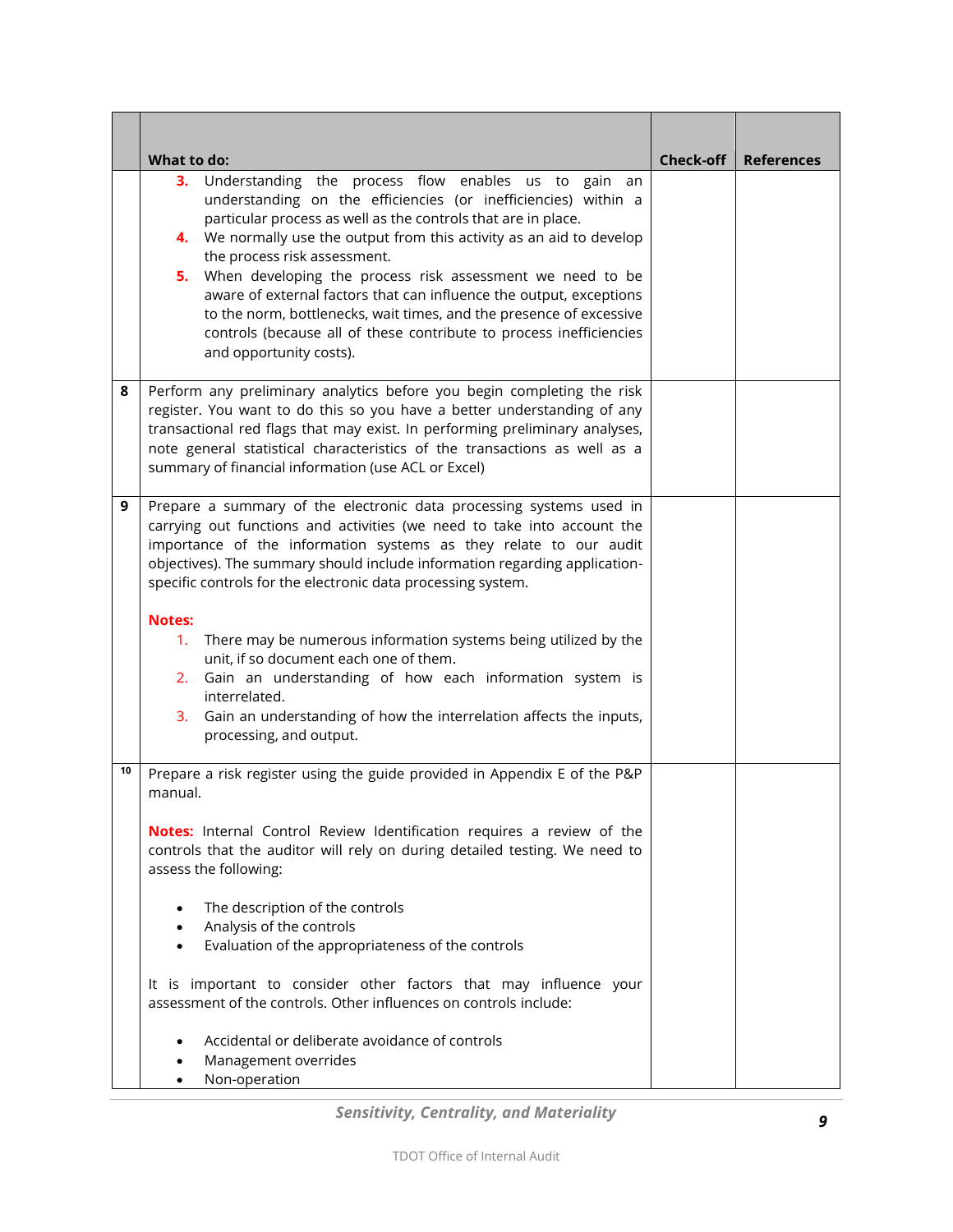| | What to do: | Check-off | References |
|---|---|---|---|
| | **3.** Understanding the process flow enables us to gain an understanding on the efficiencies (or inefficiencies) within a particular process as well as the controls that are in place.<br>**4.** We normally use the output from this activity as an aid to develop the process risk assessment.<br>**5.** When developing the process risk assessment we need to be aware of external factors that can influence the output, exceptions to the norm, bottlenecks, wait times, and the presence of excessive controls (because all of these contribute to process inefficiencies and opportunity costs). | | |
| 8 | Perform any preliminary analytics before you begin completing the risk register. You want to do this so you have a better understanding of any transactional red flags that may exist. In performing preliminary analyses, note general statistical characteristics of the transactions as well as a summary of financial information (use ACL or Excel) | | |
| 9 | Prepare a summary of the electronic data processing systems used in carrying out functions and activities (we need to take into account the importance of the information systems as they relate to our audit objectives). The summary should include information regarding application-specific controls for the electronic data processing system.<br><br>**Notes:**<br>1. There may be numerous information systems being utilized by the unit, if so document each one of them.<br>2. Gain an understanding of how each information system is interrelated.<br>3. Gain an understanding of how the interrelation affects the inputs, processing, and output. | | |
| 10 | Prepare a risk register using the guide provided in Appendix E of the P&P manual.<br><br>**Notes:** Internal Control Review Identification requires a review of the controls that the auditor will rely on during detailed testing. We need to assess the following:<br><br>• The description of the controls<br>• Analysis of the controls<br>• Evaluation of the appropriateness of the controls<br><br>It is important to consider other factors that may influence your assessment of the controls. Other influences on controls include:<br><br>• Accidental or deliberate avoidance of controls<br>• Management overrides<br>• Non-operation | | |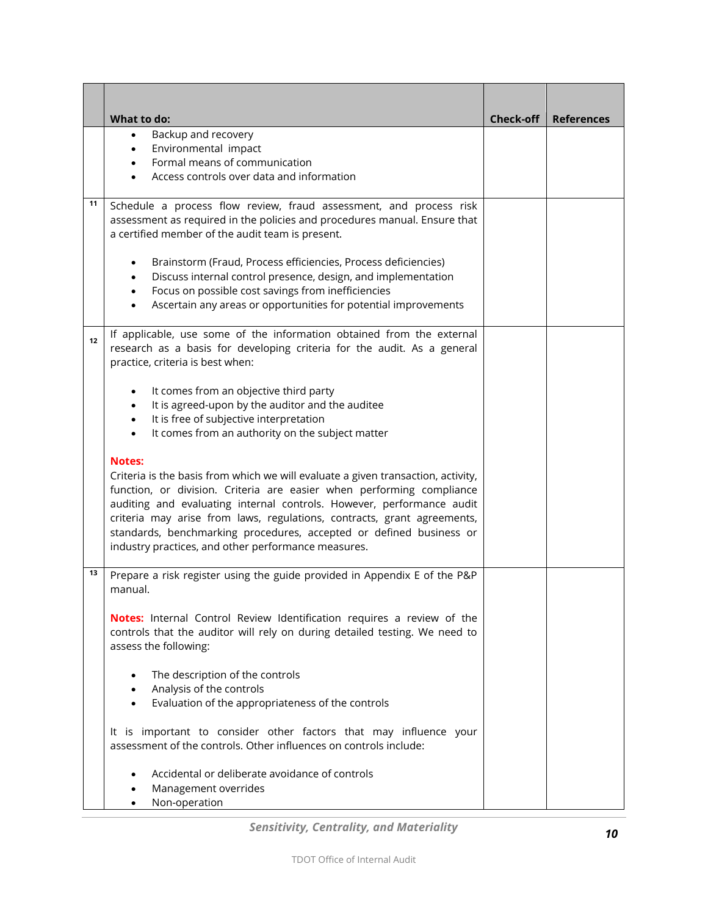| | What to do: | Check-off | References |
|---|---|---|---|
| | • Backup and recovery<br>• Environmental impact<br>• Formal means of communication<br>• Access controls over data and information | | |
| 11 | Schedule a process flow review, fraud assessment, and process risk assessment as required in the policies and procedures manual. Ensure that a certified member of the audit team is present.<br><br>• Brainstorm (Fraud, Process efficiencies, Process deficiencies)<br>• Discuss internal control presence, design, and implementation<br>• Focus on possible cost savings from inefficiencies<br>• Ascertain any areas or opportunities for potential improvements | | |
| 12 | If applicable, use some of the information obtained from the external research as a basis for developing criteria for the audit. As a general practice, criteria is best when:<br><br>• It comes from an objective third party<br>• It is agreed-upon by the auditor and the auditee<br>• It is free of subjective interpretation<br>• It comes from an authority on the subject matter<br><br>**Notes:**<br>Criteria is the basis from which we will evaluate a given transaction, activity, function, or division. Criteria are easier when performing compliance auditing and evaluating internal controls. However, performance audit criteria may arise from laws, regulations, contracts, grant agreements, standards, benchmarking procedures, accepted or defined business or industry practices, and other performance measures. | | |
| 13 | Prepare a risk register using the guide provided in Appendix E of the P&P manual.<br><br>**Notes:** Internal Control Review Identification requires a review of the controls that the auditor will rely on during detailed testing. We need to assess the following:<br><br>• The description of the controls<br>• Analysis of the controls<br>• Evaluation of the appropriateness of the controls<br><br>It is important to consider other factors that may influence your assessment of the controls. Other influences on controls include:<br><br>• Accidental or deliberate avoidance of controls<br>• Management overrides<br>• Non-operation | | |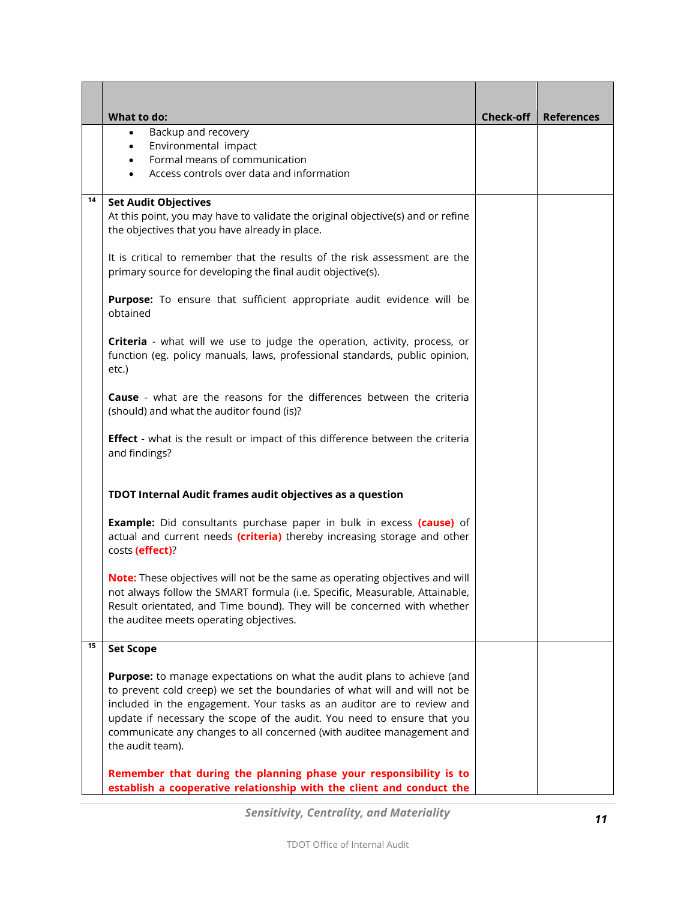| | What to do: | Check-off | References |
|---|---|---|---|
| | • Backup and recovery<br>• Environmental impact<br>• Formal means of communication<br>• Access controls over data and information | | |
| 14 | **Set Audit Objectives**<br>At this point, you may have to validate the original objective(s) and or refine the objectives that you have already in place.<br><br>It is critical to remember that the results of the risk assessment are the primary source for developing the final audit objective(s).<br><br>**Purpose:** To ensure that sufficient appropriate audit evidence will be obtained<br><br>**Criteria** - what will we use to judge the operation, activity, process, or function (eg. policy manuals, laws, professional standards, public opinion, etc.)<br><br>**Cause** - what are the reasons for the differences between the criteria (should) and what the auditor found (is)?<br><br>**Effect** - what is the result or impact of this difference between the criteria and findings?<br><br>**TDOT Internal Audit frames audit objectives as a question**<br><br>**Example:** Did consultants purchase paper in bulk in excess **(cause)** of actual and current needs **(criteria)** thereby increasing storage and other costs **(effect)**?<br><br>**Note:** These objectives will not be the same as operating objectives and will not always follow the SMART formula (i.e. Specific, Measurable, Attainable, Result orientated, and Time bound). They will be concerned with whether the auditee meets operating objectives. | | |
| 15 | **Set Scope**<br><br>**Purpose:** to manage expectations on what the audit plans to achieve (and to prevent cold creep) we set the boundaries of what will and will not be included in the engagement. Your tasks as an auditor are to review and update if necessary the scope of the audit. You need to ensure that you communicate any changes to all concerned (with auditee management and the audit team).<br><br>**Remember that during the planning phase your responsibility is to establish a cooperative relationship with the client and conduct the** | | |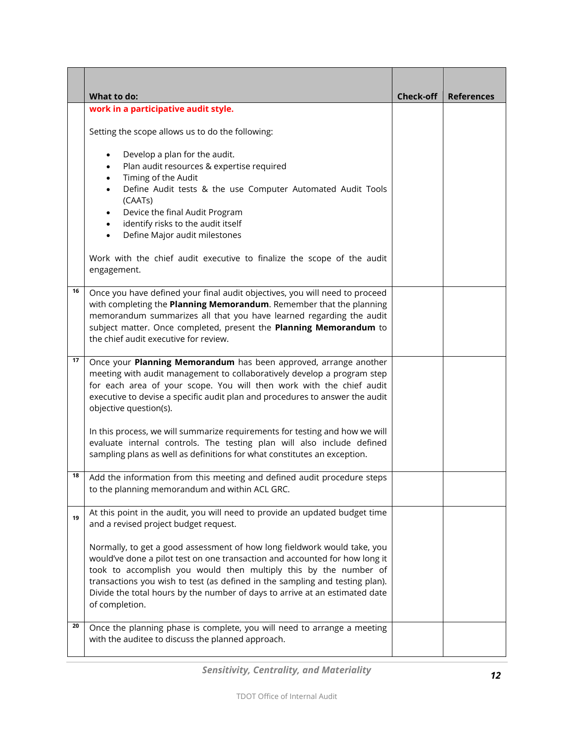| | What to do: | Check-off | References |
|---|---|---|---|
| | **work in a participative audit style.**<br><br>Setting the scope allows us to do the following:<br><br>• Develop a plan for the audit.<br>• Plan audit resources & expertise required<br>• Timing of the Audit<br>• Define Audit tests & the use Computer Automated Audit Tools (CAATs)<br>• Device the final Audit Program<br>• identify risks to the audit itself<br>• Define Major audit milestones<br><br>Work with the chief audit executive to finalize the scope of the audit engagement. | | |
| 16 | Once you have defined your final audit objectives, you will need to proceed with completing the **Planning Memorandum**. Remember that the planning memorandum summarizes all that you have learned regarding the audit subject matter. Once completed, present the **Planning Memorandum** to the chief audit executive for review. | | |
| 17 | Once your **Planning Memorandum** has been approved, arrange another meeting with audit management to collaboratively develop a program step for each area of your scope. You will then work with the chief audit executive to devise a specific audit plan and procedures to answer the audit objective question(s).<br><br>In this process, we will summarize requirements for testing and how we will evaluate internal controls. The testing plan will also include defined sampling plans as well as definitions for what constitutes an exception. | | |
| 18 | Add the information from this meeting and defined audit procedure steps to the planning memorandum and within ACL GRC. | | |
| 19 | At this point in the audit, you will need to provide an updated budget time and a revised project budget request.<br><br>Normally, to get a good assessment of how long fieldwork would take, you would've done a pilot test on one transaction and accounted for how long it took to accomplish you would then multiply this by the number of transactions you wish to test (as defined in the sampling and testing plan). Divide the total hours by the number of days to arrive at an estimated date of completion. | | |
| 20 | Once the planning phase is complete, you will need to arrange a meeting with the auditee to discuss the planned approach. | | |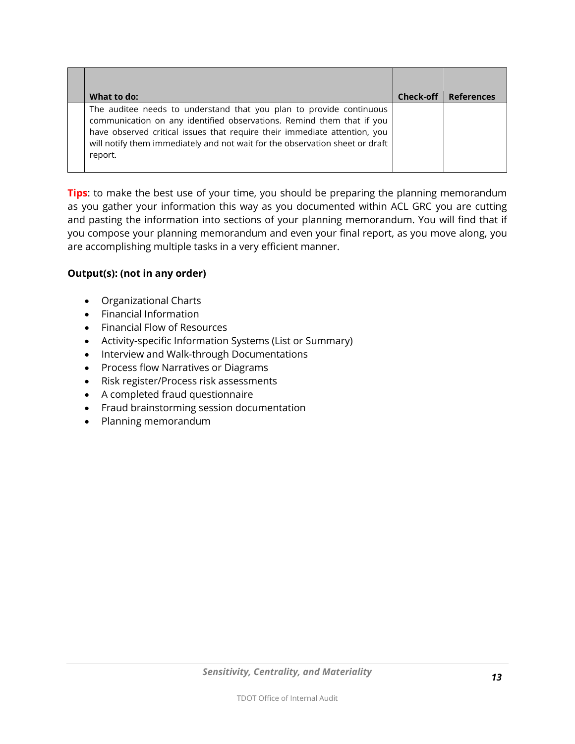| | What to do: | Check-off | References |
|---|---|---|---|
| | The auditee needs to understand that you plan to provide continuous communication on any identified observations. Remind them that if you have observed critical issues that require their immediate attention, you will notify them immediately and not wait for the observation sheet or draft report. | | |

**Tips**: to make the best use of your time, you should be preparing the planning memorandum as you gather your information this way as you documented within ACL GRC you are cutting and pasting the information into sections of your planning memorandum. You will find that if you compose your planning memorandum and even your final report, as you move along, you are accomplishing multiple tasks in a very efficient manner.

**Output(s): (not in any order)**

- Organizational Charts
- Financial Information
- Financial Flow of Resources
- Activity-specific Information Systems (List or Summary)
- Interview and Walk-through Documentations
- Process flow Narratives or Diagrams
- Risk register/Process risk assessments
- A completed fraud questionnaire
- Fraud brainstorming session documentation
- Planning memorandum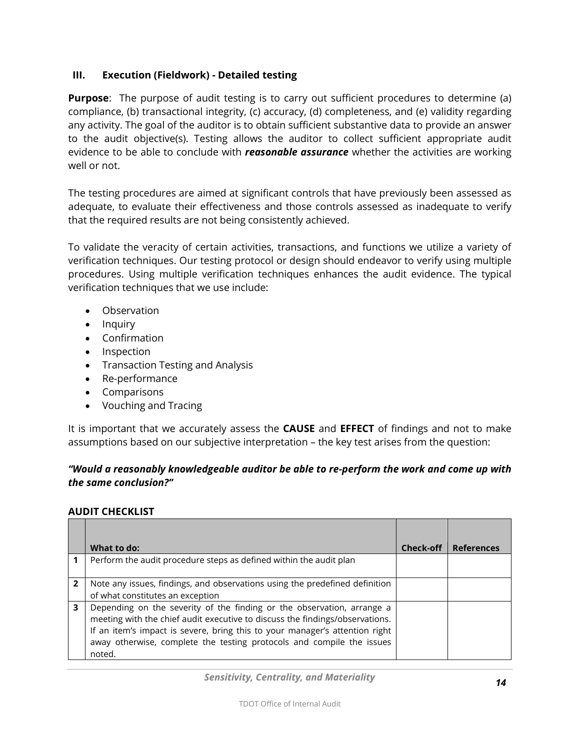### III. Execution (Fieldwork) - Detailed testing

**Purpose**: The purpose of audit testing is to carry out sufficient procedures to determine (a) compliance, (b) transactional integrity, (c) accuracy, (d) completeness, and (e) validity regarding any activity. The goal of the auditor is to obtain sufficient substantive data to provide an answer to the audit objective(s). Testing allows the auditor to collect sufficient appropriate audit evidence to be able to conclude with ***reasonable assurance*** whether the activities are working well or not.

The testing procedures are aimed at significant controls that have previously been assessed as adequate, to evaluate their effectiveness and those controls assessed as inadequate to verify that the required results are not being consistently achieved.

To validate the veracity of certain activities, transactions, and functions we utilize a variety of verification techniques. Our testing protocol or design should endeavor to verify using multiple procedures. Using multiple verification techniques enhances the audit evidence. The typical verification techniques that we use include:

- Observation
- Inquiry
- Confirmation
- Inspection
- Transaction Testing and Analysis
- Re-performance
- Comparisons
- Vouching and Tracing

It is important that we accurately assess the **CAUSE** and **EFFECT** of findings and not to make assumptions based on our subjective interpretation – the key test arises from the question:

***"Would a reasonably knowledgeable auditor be able to re-perform the work and come up with the same conclusion?"***

**AUDIT CHECKLIST**

| | What to do: | Check-off | References |
|---|---|---|---|
| 1 | Perform the audit procedure steps as defined within the audit plan | | |
| 2 | Note any issues, findings, and observations using the predefined definition of what constitutes an exception | | |
| 3 | Depending on the severity of the finding or the observation, arrange a meeting with the chief audit executive to discuss the findings/observations. If an item's impact is severe, bring this to your manager's attention right away otherwise, complete the testing protocols and compile the issues noted. | | |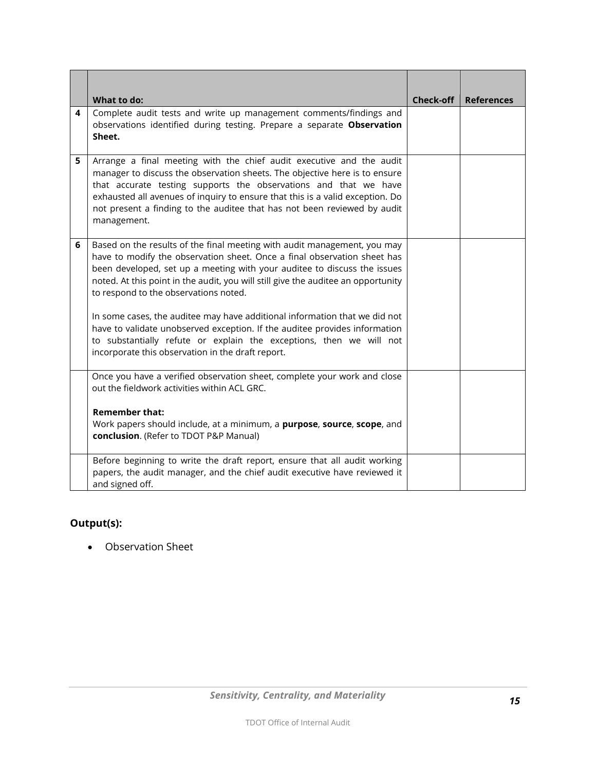| | What to do: | Check-off | References |
|---|---|---|---|
| 4 | Complete audit tests and write up management comments/findings and observations identified during testing. Prepare a separate **Observation Sheet.** | | |
| 5 | Arrange a final meeting with the chief audit executive and the audit manager to discuss the observation sheets. The objective here is to ensure that accurate testing supports the observations and that we have exhausted all avenues of inquiry to ensure that this is a valid exception. Do not present a finding to the auditee that has not been reviewed by audit management. | | |
| 6 | Based on the results of the final meeting with audit management, you may have to modify the observation sheet. Once a final observation sheet has been developed, set up a meeting with your auditee to discuss the issues noted. At this point in the audit, you will still give the auditee an opportunity to respond to the observations noted.<br><br>In some cases, the auditee may have additional information that we did not have to validate unobserved exception. If the auditee provides information to substantially refute or explain the exceptions, then we will not incorporate this observation in the draft report. | | |
| | Once you have a verified observation sheet, complete your work and close out the fieldwork activities within ACL GRC.<br><br>**Remember that:**<br>Work papers should include, at a minimum, a **purpose**, **source**, **scope**, and **conclusion**. (Refer to TDOT P&P Manual) | | |
| | Before beginning to write the draft report, ensure that all audit working papers, the audit manager, and the chief audit executive have reviewed it and signed off. | | |

**Output(s):**

- Observation Sheet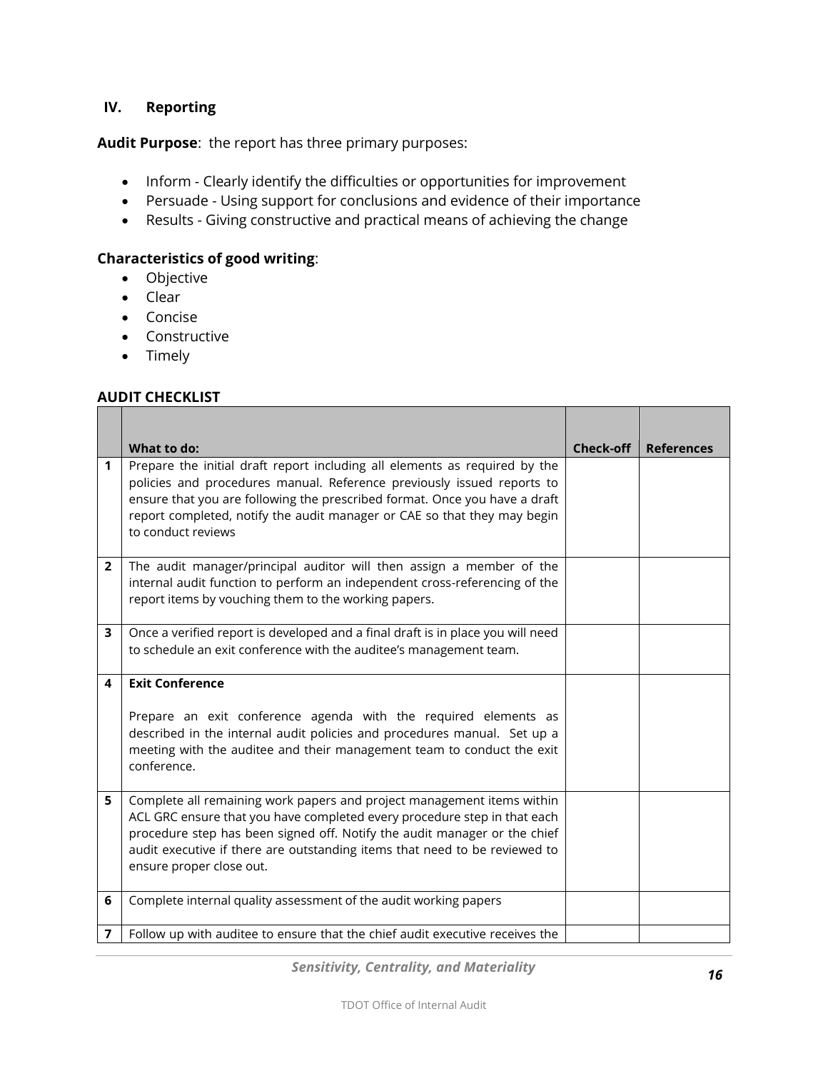## IV. Reporting

**Audit Purpose**: the report has three primary purposes:

- Inform - Clearly identify the difficulties or opportunities for improvement
- Persuade - Using support for conclusions and evidence of their importance
- Results - Giving constructive and practical means of achieving the change

**Characteristics of good writing**:

- Objective
- Clear
- Concise
- Constructive
- Timely

### AUDIT CHECKLIST

| | What to do: | Check-off | References |
|---|---|---|---|
| 1 | Prepare the initial draft report including all elements as required by the policies and procedures manual. Reference previously issued reports to ensure that you are following the prescribed format. Once you have a draft report completed, notify the audit manager or CAE so that they may begin to conduct reviews | | |
| 2 | The audit manager/principal auditor will then assign a member of the internal audit function to perform an independent cross-referencing of the report items by vouching them to the working papers. | | |
| 3 | Once a verified report is developed and a final draft is in place you will need to schedule an exit conference with the auditee's management team. | | |
| 4 | **Exit Conference**<br><br>Prepare an exit conference agenda with the required elements as described in the internal audit policies and procedures manual. Set up a meeting with the auditee and their management team to conduct the exit conference. | | |
| 5 | Complete all remaining work papers and project management items within ACL GRC ensure that you have completed every procedure step in that each procedure step has been signed off. Notify the audit manager or the chief audit executive if there are outstanding items that need to be reviewed to ensure proper close out. | | |
| 6 | Complete internal quality assessment of the audit working papers | | |
| 7 | Follow up with auditee to ensure that the chief audit executive receives the | | |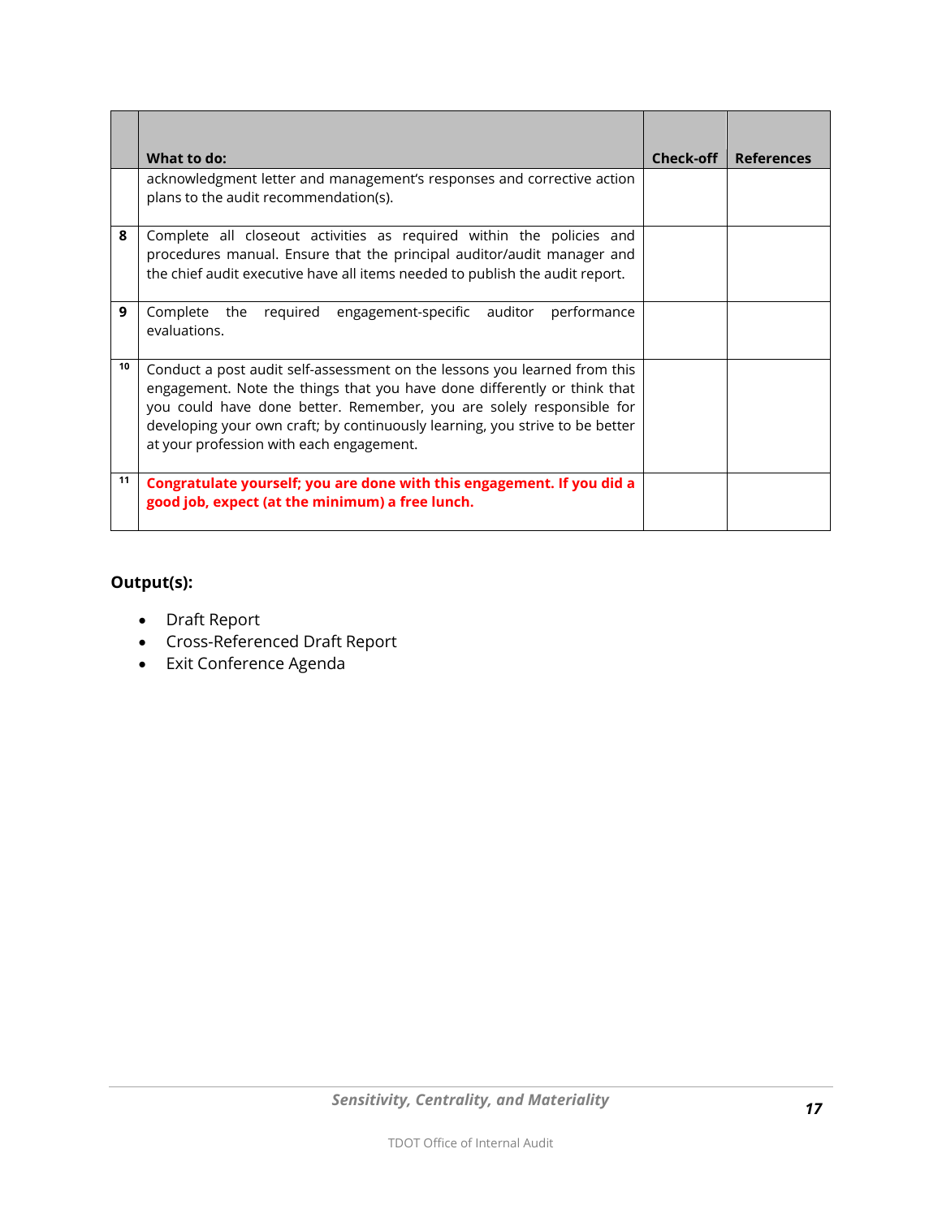| | What to do: | Check-off | References |
|---|---|---|---|
| | acknowledgment letter and management's responses and corrective action plans to the audit recommendation(s). | | |
| 8 | Complete all closeout activities as required within the policies and procedures manual. Ensure that the principal auditor/audit manager and the chief audit executive have all items needed to publish the audit report. | | |
| 9 | Complete the required engagement-specific auditor performance evaluations. | | |
| 10 | Conduct a post audit self-assessment on the lessons you learned from this engagement. Note the things that you have done differently or think that you could have done better. Remember, you are solely responsible for developing your own craft; by continuously learning, you strive to be better at your profession with each engagement. | | |
| 11 | **Congratulate yourself; you are done with this engagement. If you did a good job, expect (at the minimum) a free lunch.** | | |

**Output(s):**

- Draft Report
- Cross-Referenced Draft Report
- Exit Conference Agenda